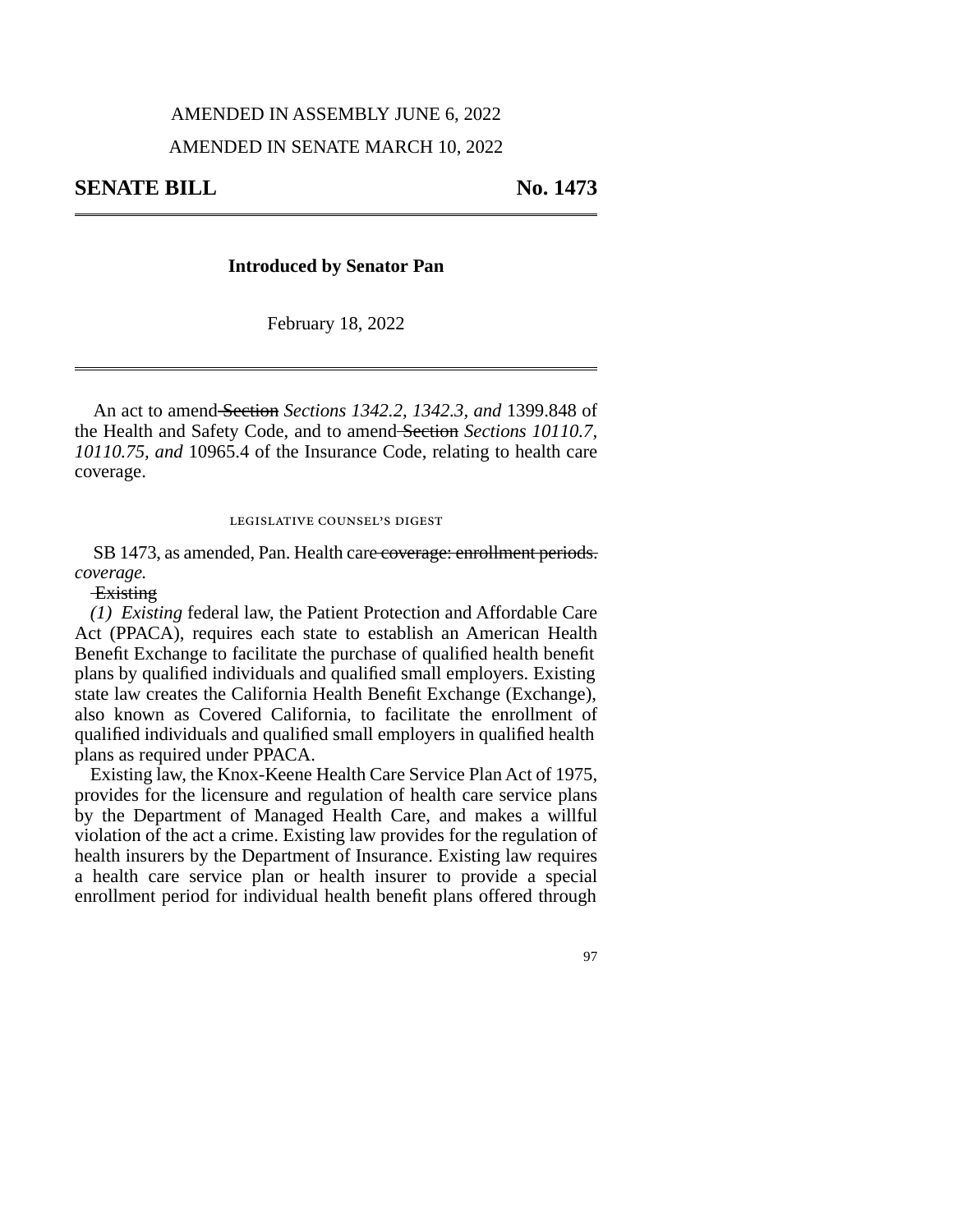AMENDED IN ASSEMBLY JUNE 6, 2022

AMENDED IN SENATE MARCH 10, 2022

**SENATE BILL** **No. 1473**

---

**Introduced by Senator Pan**

February 18, 2022

---

An act to amend ~~Section~~ *Sections 1342.2, 1342.3, and* 1399.848 of the Health and Safety Code, and to amend ~~Section~~ *Sections 10110.7, 10110.75, and* 10965.4 of the Insurance Code, relating to health care coverage.

LEGISLATIVE COUNSEL'S DIGEST

SB 1473, as amended, Pan. Health care ~~coverage: enrollment periods.~~ *coverage.*

~~Existing~~

*(1) Existing* federal law, the Patient Protection and Affordable Care Act (PPACA), requires each state to establish an American Health Benefit Exchange to facilitate the purchase of qualified health benefit plans by qualified individuals and qualified small employers. Existing state law creates the California Health Benefit Exchange (Exchange), also known as Covered California, to facilitate the enrollment of qualified individuals and qualified small employers in qualified health plans as required under PPACA.

Existing law, the Knox-Keene Health Care Service Plan Act of 1975, provides for the licensure and regulation of health care service plans by the Department of Managed Health Care, and makes a willful violation of the act a crime. Existing law provides for the regulation of health insurers by the Department of Insurance. Existing law requires a health care service plan or health insurer to provide a special enrollment period for individual health benefit plans offered through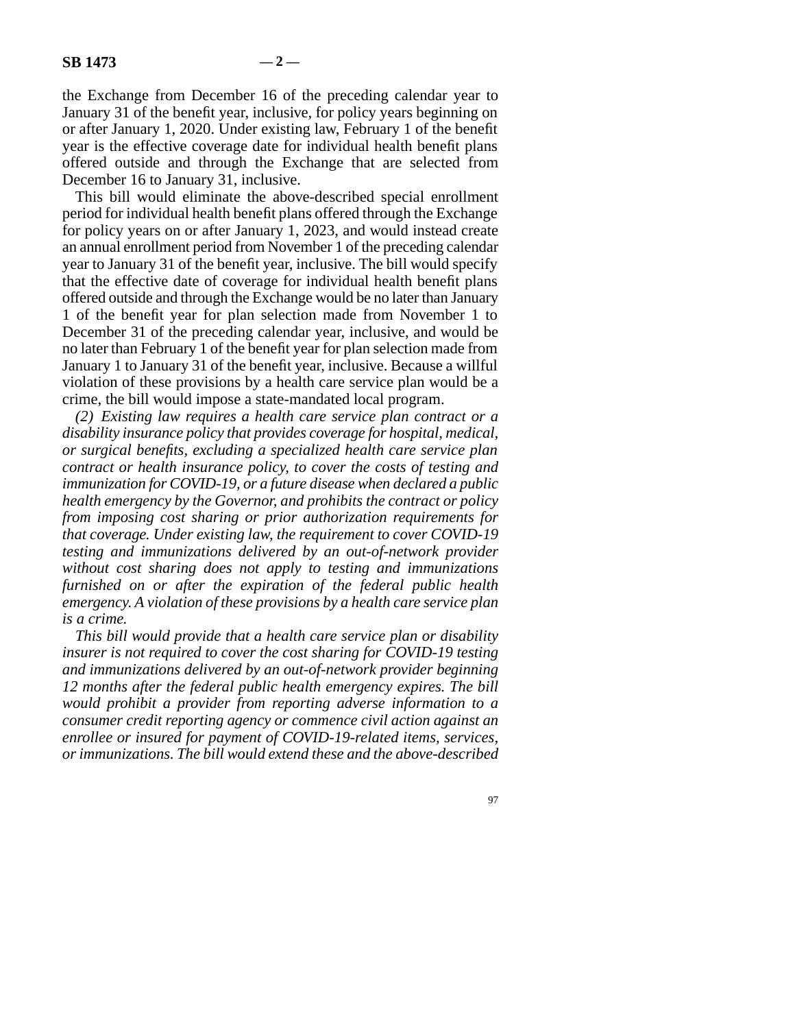the Exchange from December 16 of the preceding calendar year to January 31 of the benefit year, inclusive, for policy years beginning on or after January 1, 2020. Under existing law, February 1 of the benefit year is the effective coverage date for individual health benefit plans offered outside and through the Exchange that are selected from December 16 to January 31, inclusive.

This bill would eliminate the above-described special enrollment period for individual health benefit plans offered through the Exchange for policy years on or after January 1, 2023, and would instead create an annual enrollment period from November 1 of the preceding calendar year to January 31 of the benefit year, inclusive. The bill would specify that the effective date of coverage for individual health benefit plans offered outside and through the Exchange would be no later than January 1 of the benefit year for plan selection made from November 1 to December 31 of the preceding calendar year, inclusive, and would be no later than February 1 of the benefit year for plan selection made from January 1 to January 31 of the benefit year, inclusive. Because a willful violation of these provisions by a health care service plan would be a crime, the bill would impose a state-mandated local program.

*(2) Existing law requires a health care service plan contract or a disability insurance policy that provides coverage for hospital, medical, or surgical benefits, excluding a specialized health care service plan contract or health insurance policy, to cover the costs of testing and immunization for COVID-19, or a future disease when declared a public health emergency by the Governor, and prohibits the contract or policy from imposing cost sharing or prior authorization requirements for that coverage. Under existing law, the requirement to cover COVID-19 testing and immunizations delivered by an out-of-network provider without cost sharing does not apply to testing and immunizations furnished on or after the expiration of the federal public health emergency. A violation of these provisions by a health care service plan is a crime.*

*This bill would provide that a health care service plan or disability insurer is not required to cover the cost sharing for COVID-19 testing and immunizations delivered by an out-of-network provider beginning 12 months after the federal public health emergency expires. The bill would prohibit a provider from reporting adverse information to a consumer credit reporting agency or commence civil action against an enrollee or insured for payment of COVID-19-related items, services, or immunizations. The bill would extend these and the above-described*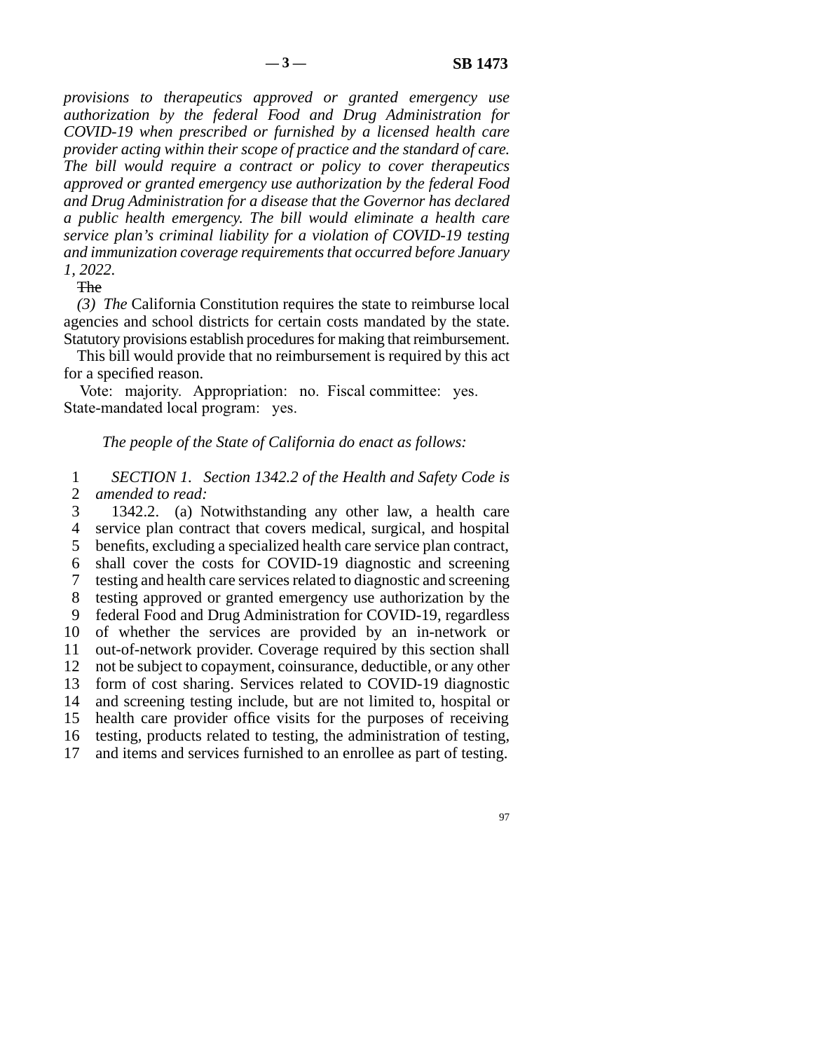*provisions to therapeutics approved or granted emergency use authorization by the federal Food and Drug Administration for COVID-19 when prescribed or furnished by a licensed health care provider acting within their scope of practice and the standard of care. The bill would require a contract or policy to cover therapeutics approved or granted emergency use authorization by the federal Food and Drug Administration for a disease that the Governor has declared a public health emergency. The bill would eliminate a health care service plan's criminal liability for a violation of COVID-19 testing and immunization coverage requirements that occurred before January 1, 2022.*

~~The~~

*(3) The* California Constitution requires the state to reimburse local agencies and school districts for certain costs mandated by the state. Statutory provisions establish procedures for making that reimbursement.

This bill would provide that no reimbursement is required by this act for a specified reason.

Vote: majority. Appropriation: no. Fiscal committee: yes. State-mandated local program: yes.

*The people of the State of California do enact as follows:*

1 *SECTION 1. Section 1342.2 of the Health and Safety Code is*
2 *amended to read:*
3 1342.2. (a) Notwithstanding any other law, a health care
4 service plan contract that covers medical, surgical, and hospital
5 benefits, excluding a specialized health care service plan contract,
6 shall cover the costs for COVID-19 diagnostic and screening
7 testing and health care services related to diagnostic and screening
8 testing approved or granted emergency use authorization by the
9 federal Food and Drug Administration for COVID-19, regardless
10 of whether the services are provided by an in-network or
11 out-of-network provider. Coverage required by this section shall
12 not be subject to copayment, coinsurance, deductible, or any other
13 form of cost sharing. Services related to COVID-19 diagnostic
14 and screening testing include, but are not limited to, hospital or
15 health care provider office visits for the purposes of receiving
16 testing, products related to testing, the administration of testing,
17 and items and services furnished to an enrollee as part of testing.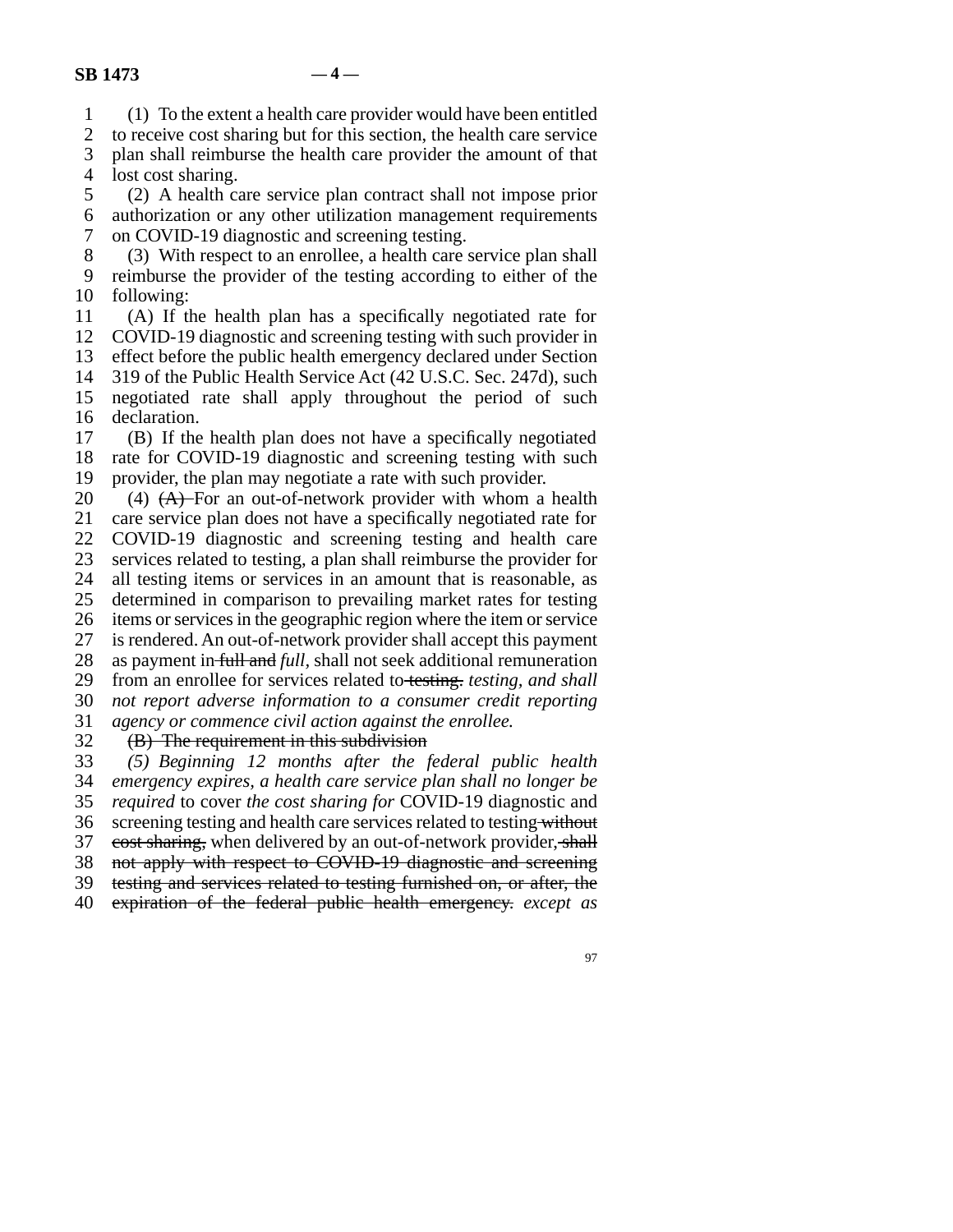(1) To the extent a health care provider would have been entitled to receive cost sharing but for this section, the health care service plan shall reimburse the health care provider the amount of that lost cost sharing.

(2) A health care service plan contract shall not impose prior authorization or any other utilization management requirements on COVID-19 diagnostic and screening testing.

(3) With respect to an enrollee, a health care service plan shall reimburse the provider of the testing according to either of the following:

(A) If the health plan has a specifically negotiated rate for COVID-19 diagnostic and screening testing with such provider in effect before the public health emergency declared under Section 319 of the Public Health Service Act (42 U.S.C. Sec. 247d), such negotiated rate shall apply throughout the period of such declaration.

(B) If the health plan does not have a specifically negotiated rate for COVID-19 diagnostic and screening testing with such provider, the plan may negotiate a rate with such provider.

(4) ~~(A)~~ For an out-of-network provider with whom a health care service plan does not have a specifically negotiated rate for COVID-19 diagnostic and screening testing and health care services related to testing, a plan shall reimburse the provider for all testing items or services in an amount that is reasonable, as determined in comparison to prevailing market rates for testing items or services in the geographic region where the item or service is rendered. An out-of-network provider shall accept this payment as payment in ~~full and~~ *full,* shall not seek additional remuneration from an enrollee for services related to ~~testing.~~ *testing, and shall not report adverse information to a consumer credit reporting agency or commence civil action against the enrollee.*

~~(B) The requirement in this subdivision~~

*(5) Beginning 12 months after the federal public health emergency expires, a health care service plan shall no longer be required* to cover *the cost sharing for* COVID-19 diagnostic and screening testing and health care services related to testing ~~without cost sharing,~~ when delivered by an out-of-network provider, ~~shall not apply with respect to COVID-19 diagnostic and screening testing and services related to testing furnished on, or after, the expiration of the federal public health emergency.~~ *except as*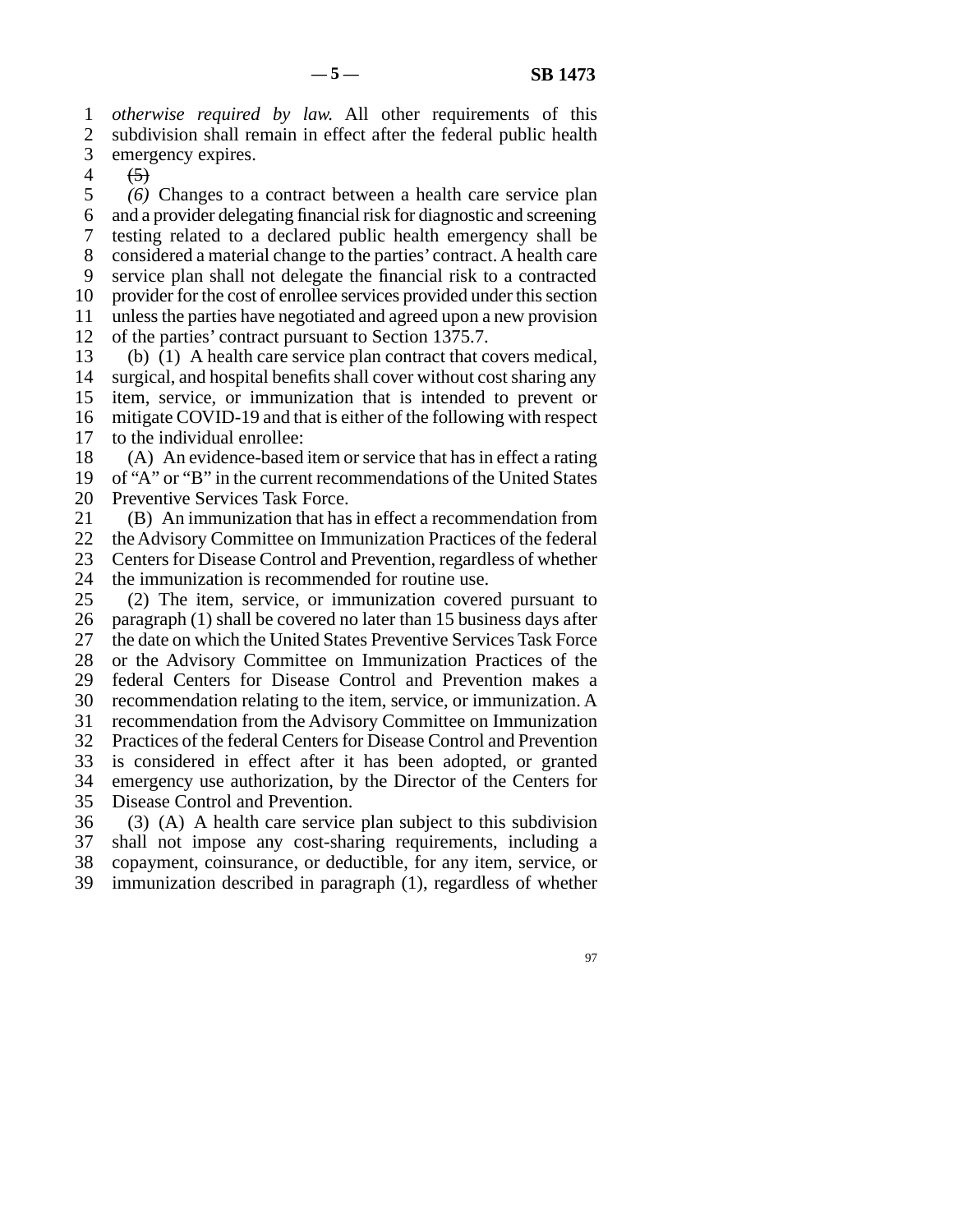*otherwise required by law.* All other requirements of this subdivision shall remain in effect after the federal public health emergency expires.

~~(5)~~

*(6)* Changes to a contract between a health care service plan and a provider delegating financial risk for diagnostic and screening testing related to a declared public health emergency shall be considered a material change to the parties' contract. A health care service plan shall not delegate the financial risk to a contracted provider for the cost of enrollee services provided under this section unless the parties have negotiated and agreed upon a new provision of the parties' contract pursuant to Section 1375.7.

(b) (1) A health care service plan contract that covers medical, surgical, and hospital benefits shall cover without cost sharing any item, service, or immunization that is intended to prevent or mitigate COVID-19 and that is either of the following with respect to the individual enrollee:

(A) An evidence-based item or service that has in effect a rating of "A" or "B" in the current recommendations of the United States Preventive Services Task Force.

(B) An immunization that has in effect a recommendation from the Advisory Committee on Immunization Practices of the federal Centers for Disease Control and Prevention, regardless of whether the immunization is recommended for routine use.

(2) The item, service, or immunization covered pursuant to paragraph (1) shall be covered no later than 15 business days after the date on which the United States Preventive Services Task Force or the Advisory Committee on Immunization Practices of the federal Centers for Disease Control and Prevention makes a recommendation relating to the item, service, or immunization. A recommendation from the Advisory Committee on Immunization Practices of the federal Centers for Disease Control and Prevention is considered in effect after it has been adopted, or granted emergency use authorization, by the Director of the Centers for Disease Control and Prevention.

(3) (A) A health care service plan subject to this subdivision shall not impose any cost-sharing requirements, including a copayment, coinsurance, or deductible, for any item, service, or immunization described in paragraph (1), regardless of whether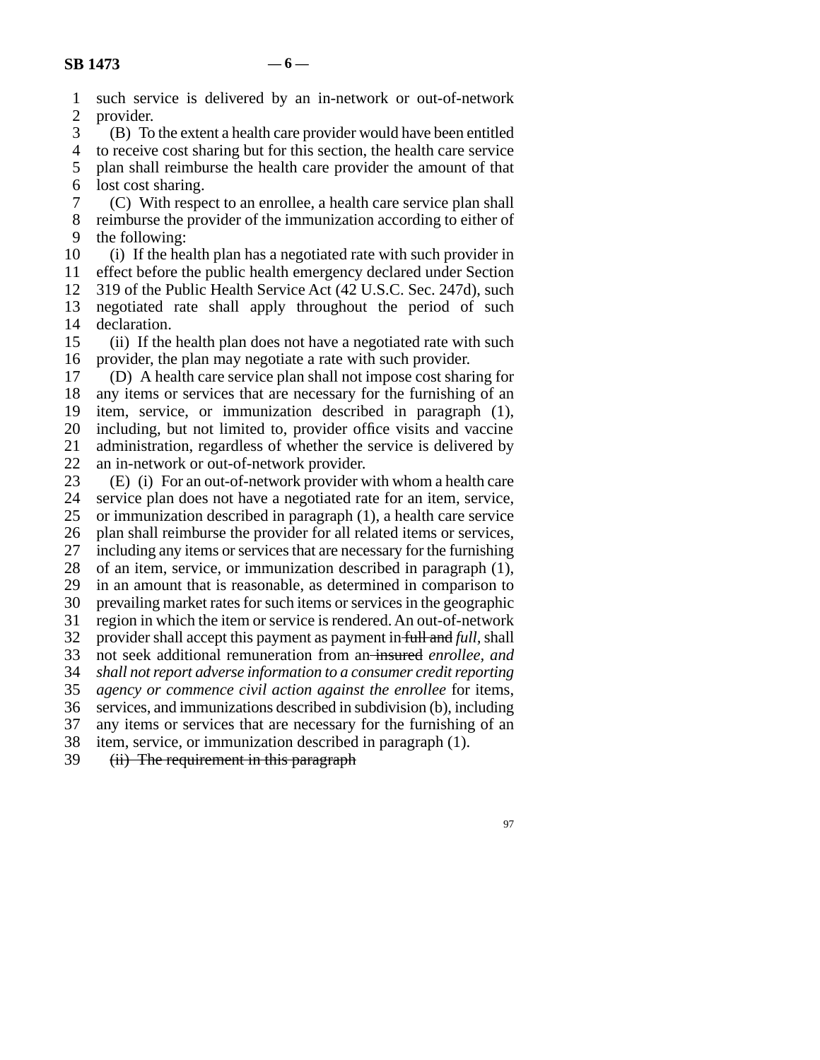such service is delivered by an in-network or out-of-network provider.

(B) To the extent a health care provider would have been entitled to receive cost sharing but for this section, the health care service plan shall reimburse the health care provider the amount of that lost cost sharing.

(C) With respect to an enrollee, a health care service plan shall reimburse the provider of the immunization according to either of the following:

(i) If the health plan has a negotiated rate with such provider in effect before the public health emergency declared under Section 319 of the Public Health Service Act (42 U.S.C. Sec. 247d), such negotiated rate shall apply throughout the period of such declaration.

(ii) If the health plan does not have a negotiated rate with such provider, the plan may negotiate a rate with such provider.

(D) A health care service plan shall not impose cost sharing for any items or services that are necessary for the furnishing of an item, service, or immunization described in paragraph (1), including, but not limited to, provider office visits and vaccine administration, regardless of whether the service is delivered by an in-network or out-of-network provider.

(E) (i) For an out-of-network provider with whom a health care service plan does not have a negotiated rate for an item, service, or immunization described in paragraph (1), a health care service plan shall reimburse the provider for all related items or services, including any items or services that are necessary for the furnishing of an item, service, or immunization described in paragraph (1), in an amount that is reasonable, as determined in comparison to prevailing market rates for such items or services in the geographic region in which the item or service is rendered. An out-of-network provider shall accept this payment as payment in ~~full and~~ *full,* shall not seek additional remuneration from an ~~insured~~ *enrollee, and shall not report adverse information to a consumer credit reporting agency or commence civil action against the enrollee* for items, services, and immunizations described in subdivision (b), including any items or services that are necessary for the furnishing of an item, service, or immunization described in paragraph (1).

~~(ii) The requirement in this paragraph~~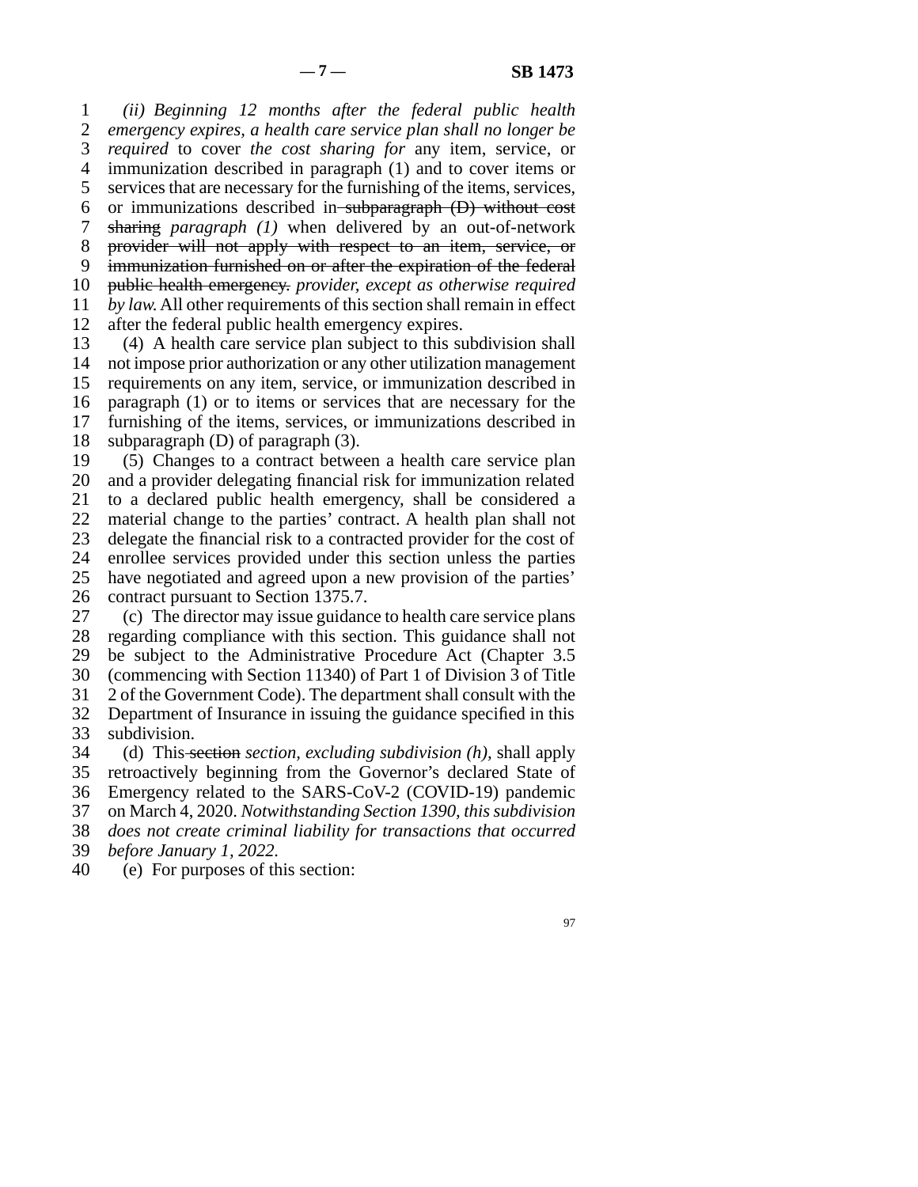*(ii) Beginning 12 months after the federal public health emergency expires, a health care service plan shall no longer be required* to cover *the cost sharing for* any item, service, or immunization described in paragraph (1) and to cover items or services that are necessary for the furnishing of the items, services, or immunizations described in ~~subparagraph (D) without cost sharing~~ *paragraph (1)* when delivered by an out-of-network ~~provider will not apply with respect to an item, service, or immunization furnished on or after the expiration of the federal public health emergency.~~ *provider, except as otherwise required by law.* All other requirements of this section shall remain in effect after the federal public health emergency expires.

(4) A health care service plan subject to this subdivision shall not impose prior authorization or any other utilization management requirements on any item, service, or immunization described in paragraph (1) or to items or services that are necessary for the furnishing of the items, services, or immunizations described in subparagraph (D) of paragraph (3).

(5) Changes to a contract between a health care service plan and a provider delegating financial risk for immunization related to a declared public health emergency, shall be considered a material change to the parties' contract. A health plan shall not delegate the financial risk to a contracted provider for the cost of enrollee services provided under this section unless the parties have negotiated and agreed upon a new provision of the parties' contract pursuant to Section 1375.7.

(c) The director may issue guidance to health care service plans regarding compliance with this section. This guidance shall not be subject to the Administrative Procedure Act (Chapter 3.5 (commencing with Section 11340) of Part 1 of Division 3 of Title 2 of the Government Code). The department shall consult with the Department of Insurance in issuing the guidance specified in this subdivision.

(d) This ~~section~~ *section, excluding subdivision (h),* shall apply retroactively beginning from the Governor's declared State of Emergency related to the SARS-CoV-2 (COVID-19) pandemic on March 4, 2020. *Notwithstanding Section 1390, this subdivision does not create criminal liability for transactions that occurred before January 1, 2022.*

(e) For purposes of this section: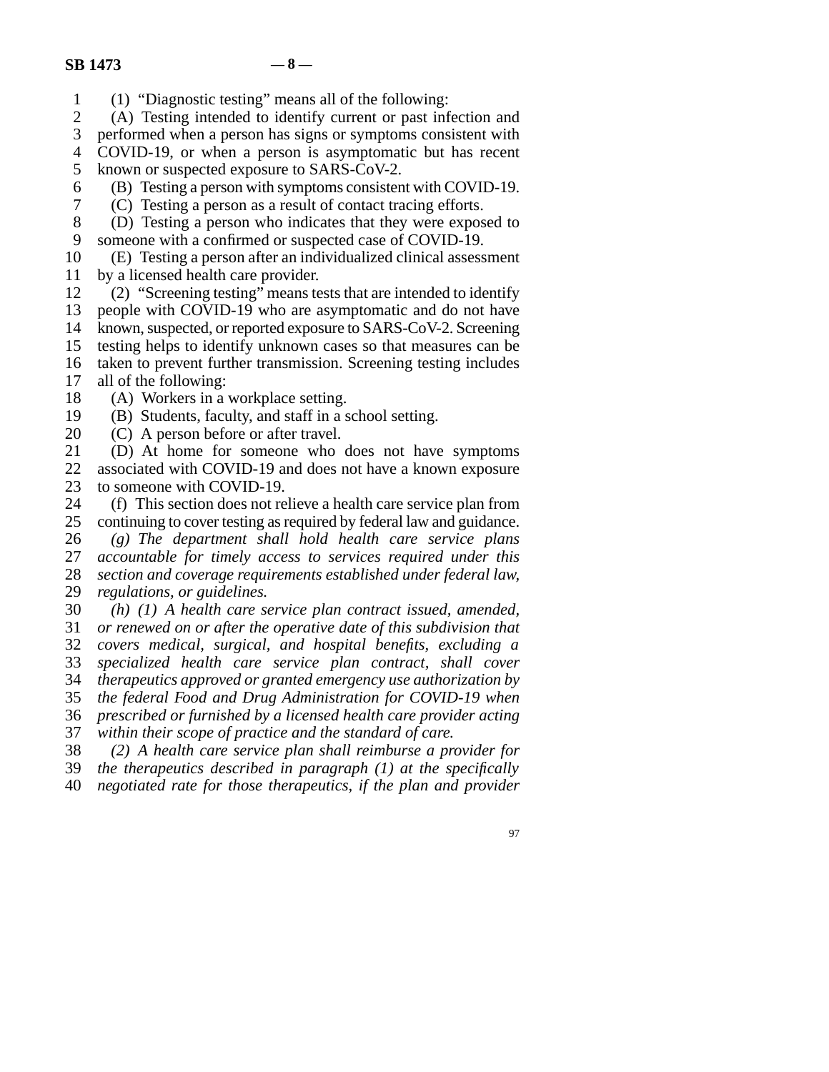(1) "Diagnostic testing" means all of the following:

(A) Testing intended to identify current or past infection and performed when a person has signs or symptoms consistent with COVID-19, or when a person is asymptomatic but has recent known or suspected exposure to SARS-CoV-2.

(B) Testing a person with symptoms consistent with COVID-19.

(C) Testing a person as a result of contact tracing efforts.

(D) Testing a person who indicates that they were exposed to someone with a confirmed or suspected case of COVID-19.

(E) Testing a person after an individualized clinical assessment by a licensed health care provider.

(2) "Screening testing" means tests that are intended to identify people with COVID-19 who are asymptomatic and do not have known, suspected, or reported exposure to SARS-CoV-2. Screening testing helps to identify unknown cases so that measures can be taken to prevent further transmission. Screening testing includes all of the following:

(A) Workers in a workplace setting.

(B) Students, faculty, and staff in a school setting.

(C) A person before or after travel.

(D) At home for someone who does not have symptoms associated with COVID-19 and does not have a known exposure to someone with COVID-19.

(f) This section does not relieve a health care service plan from continuing to cover testing as required by federal law and guidance.

*(g) The department shall hold health care service plans accountable for timely access to services required under this section and coverage requirements established under federal law, regulations, or guidelines.*

*(h) (1) A health care service plan contract issued, amended, or renewed on or after the operative date of this subdivision that covers medical, surgical, and hospital benefits, excluding a specialized health care service plan contract, shall cover therapeutics approved or granted emergency use authorization by the federal Food and Drug Administration for COVID-19 when prescribed or furnished by a licensed health care provider acting within their scope of practice and the standard of care.*

*(2) A health care service plan shall reimburse a provider for the therapeutics described in paragraph (1) at the specifically negotiated rate for those therapeutics, if the plan and provider*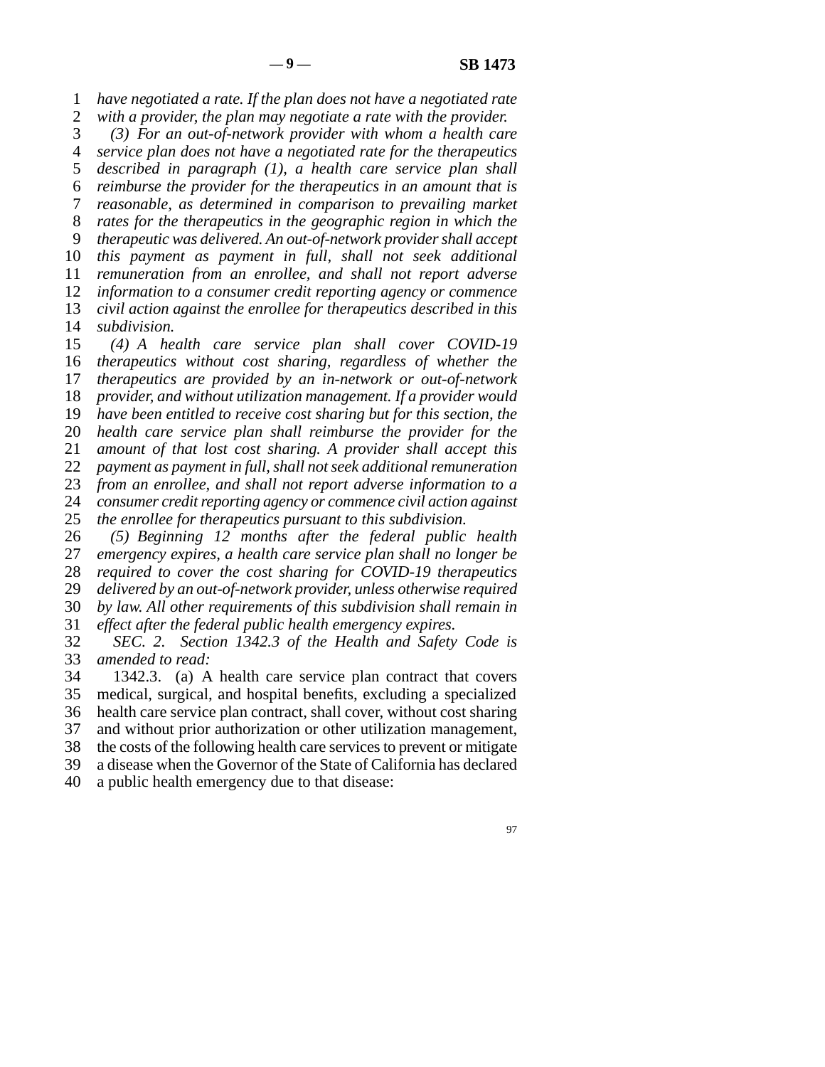*have negotiated a rate. If the plan does not have a negotiated rate with a provider, the plan may negotiate a rate with the provider.*

*(3) For an out-of-network provider with whom a health care service plan does not have a negotiated rate for the therapeutics described in paragraph (1), a health care service plan shall reimburse the provider for the therapeutics in an amount that is reasonable, as determined in comparison to prevailing market rates for the therapeutics in the geographic region in which the therapeutic was delivered. An out-of-network provider shall accept this payment as payment in full, shall not seek additional remuneration from an enrollee, and shall not report adverse information to a consumer credit reporting agency or commence civil action against the enrollee for therapeutics described in this subdivision.*

*(4) A health care service plan shall cover COVID-19 therapeutics without cost sharing, regardless of whether the therapeutics are provided by an in-network or out-of-network provider, and without utilization management. If a provider would have been entitled to receive cost sharing but for this section, the health care service plan shall reimburse the provider for the amount of that lost cost sharing. A provider shall accept this payment as payment in full, shall not seek additional remuneration from an enrollee, and shall not report adverse information to a consumer credit reporting agency or commence civil action against the enrollee for therapeutics pursuant to this subdivision.*

*(5) Beginning 12 months after the federal public health emergency expires, a health care service plan shall no longer be required to cover the cost sharing for COVID-19 therapeutics delivered by an out-of-network provider, unless otherwise required by law. All other requirements of this subdivision shall remain in effect after the federal public health emergency expires.*

*SEC. 2. Section 1342.3 of the Health and Safety Code is amended to read:*

1342.3. (a) A health care service plan contract that covers medical, surgical, and hospital benefits, excluding a specialized health care service plan contract, shall cover, without cost sharing and without prior authorization or other utilization management, the costs of the following health care services to prevent or mitigate a disease when the Governor of the State of California has declared a public health emergency due to that disease: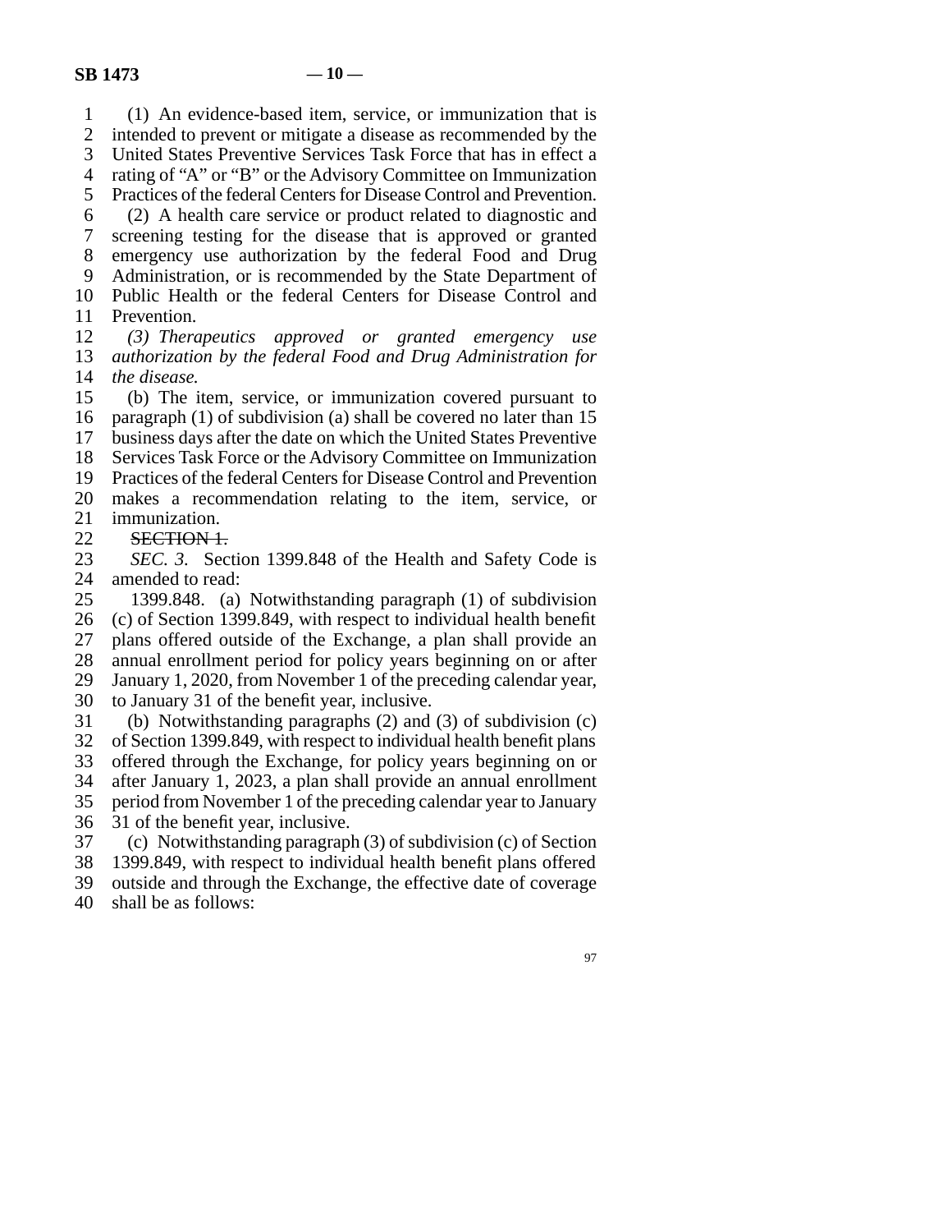(1) An evidence-based item, service, or immunization that is intended to prevent or mitigate a disease as recommended by the United States Preventive Services Task Force that has in effect a rating of "A" or "B" or the Advisory Committee on Immunization Practices of the federal Centers for Disease Control and Prevention.

(2) A health care service or product related to diagnostic and screening testing for the disease that is approved or granted emergency use authorization by the federal Food and Drug Administration, or is recommended by the State Department of Public Health or the federal Centers for Disease Control and Prevention.

*(3) Therapeutics approved or granted emergency use authorization by the federal Food and Drug Administration for the disease.*

(b) The item, service, or immunization covered pursuant to paragraph (1) of subdivision (a) shall be covered no later than 15 business days after the date on which the United States Preventive Services Task Force or the Advisory Committee on Immunization Practices of the federal Centers for Disease Control and Prevention makes a recommendation relating to the item, service, or immunization.

~~SECTION 1.~~

*SEC. 3.* Section 1399.848 of the Health and Safety Code is amended to read:

1399.848. (a) Notwithstanding paragraph (1) of subdivision (c) of Section 1399.849, with respect to individual health benefit plans offered outside of the Exchange, a plan shall provide an annual enrollment period for policy years beginning on or after January 1, 2020, from November 1 of the preceding calendar year, to January 31 of the benefit year, inclusive.

(b) Notwithstanding paragraphs (2) and (3) of subdivision (c) of Section 1399.849, with respect to individual health benefit plans offered through the Exchange, for policy years beginning on or after January 1, 2023, a plan shall provide an annual enrollment period from November 1 of the preceding calendar year to January 31 of the benefit year, inclusive.

(c) Notwithstanding paragraph (3) of subdivision (c) of Section 1399.849, with respect to individual health benefit plans offered outside and through the Exchange, the effective date of coverage shall be as follows: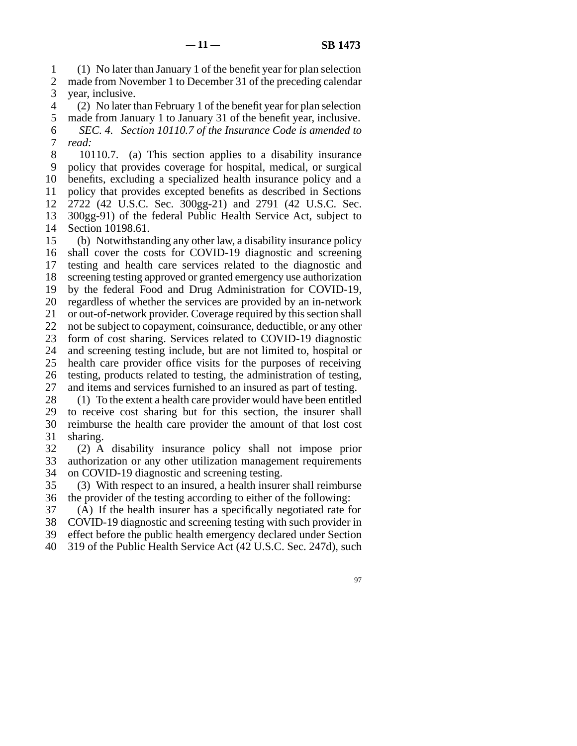(1) No later than January 1 of the benefit year for plan selection made from November 1 to December 31 of the preceding calendar year, inclusive.

(2) No later than February 1 of the benefit year for plan selection made from January 1 to January 31 of the benefit year, inclusive.

*SEC. 4. Section 10110.7 of the Insurance Code is amended to read:*

10110.7. (a) This section applies to a disability insurance policy that provides coverage for hospital, medical, or surgical benefits, excluding a specialized health insurance policy and a policy that provides excepted benefits as described in Sections 2722 (42 U.S.C. Sec. 300gg-21) and 2791 (42 U.S.C. Sec. 300gg-91) of the federal Public Health Service Act, subject to Section 10198.61.

(b) Notwithstanding any other law, a disability insurance policy shall cover the costs for COVID-19 diagnostic and screening testing and health care services related to the diagnostic and screening testing approved or granted emergency use authorization by the federal Food and Drug Administration for COVID-19, regardless of whether the services are provided by an in-network or out-of-network provider. Coverage required by this section shall not be subject to copayment, coinsurance, deductible, or any other form of cost sharing. Services related to COVID-19 diagnostic and screening testing include, but are not limited to, hospital or health care provider office visits for the purposes of receiving testing, products related to testing, the administration of testing, and items and services furnished to an insured as part of testing.

(1) To the extent a health care provider would have been entitled to receive cost sharing but for this section, the insurer shall reimburse the health care provider the amount of that lost cost sharing.

(2) A disability insurance policy shall not impose prior authorization or any other utilization management requirements on COVID-19 diagnostic and screening testing.

(3) With respect to an insured, a health insurer shall reimburse the provider of the testing according to either of the following:

(A) If the health insurer has a specifically negotiated rate for COVID-19 diagnostic and screening testing with such provider in effect before the public health emergency declared under Section 319 of the Public Health Service Act (42 U.S.C. Sec. 247d), such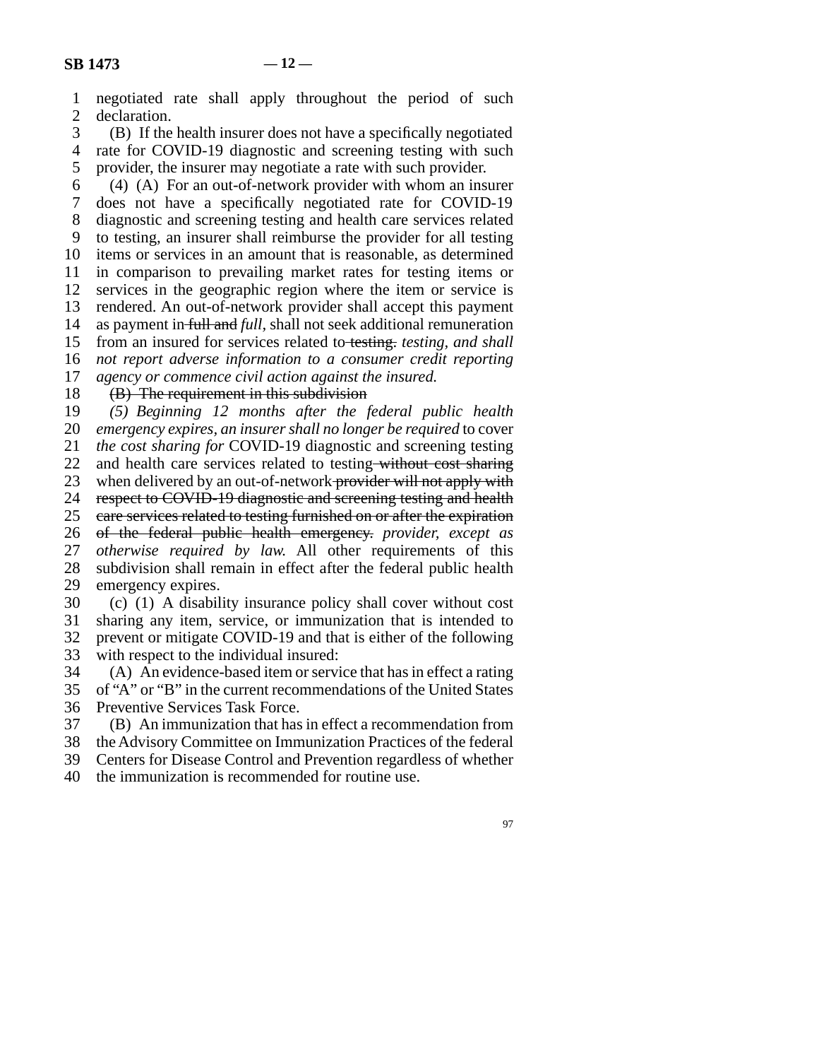negotiated rate shall apply throughout the period of such declaration.

(B) If the health insurer does not have a specifically negotiated rate for COVID-19 diagnostic and screening testing with such provider, the insurer may negotiate a rate with such provider.

(4) (A) For an out-of-network provider with whom an insurer does not have a specifically negotiated rate for COVID-19 diagnostic and screening testing and health care services related to testing, an insurer shall reimburse the provider for all testing items or services in an amount that is reasonable, as determined in comparison to prevailing market rates for testing items or services in the geographic region where the item or service is rendered. An out-of-network provider shall accept this payment as payment in ~~full and~~ *full,* shall not seek additional remuneration from an insured for services related to ~~testing.~~ *testing, and shall not report adverse information to a consumer credit reporting agency or commence civil action against the insured.*

~~(B) The requirement in this subdivision~~

*(5) Beginning 12 months after the federal public health emergency expires, an insurer shall no longer be required* to cover *the cost sharing for* COVID-19 diagnostic and screening testing and health care services related to testing ~~without cost sharing~~ when delivered by an out-of-network ~~provider will not apply with respect to COVID-19 diagnostic and screening testing and health care services related to testing furnished on or after the expiration of the federal public health emergency.~~ *provider, except as otherwise required by law.* All other requirements of this subdivision shall remain in effect after the federal public health emergency expires.

(c) (1) A disability insurance policy shall cover without cost sharing any item, service, or immunization that is intended to prevent or mitigate COVID-19 and that is either of the following with respect to the individual insured:

(A) An evidence-based item or service that has in effect a rating of "A" or "B" in the current recommendations of the United States Preventive Services Task Force.

(B) An immunization that has in effect a recommendation from the Advisory Committee on Immunization Practices of the federal Centers for Disease Control and Prevention regardless of whether the immunization is recommended for routine use.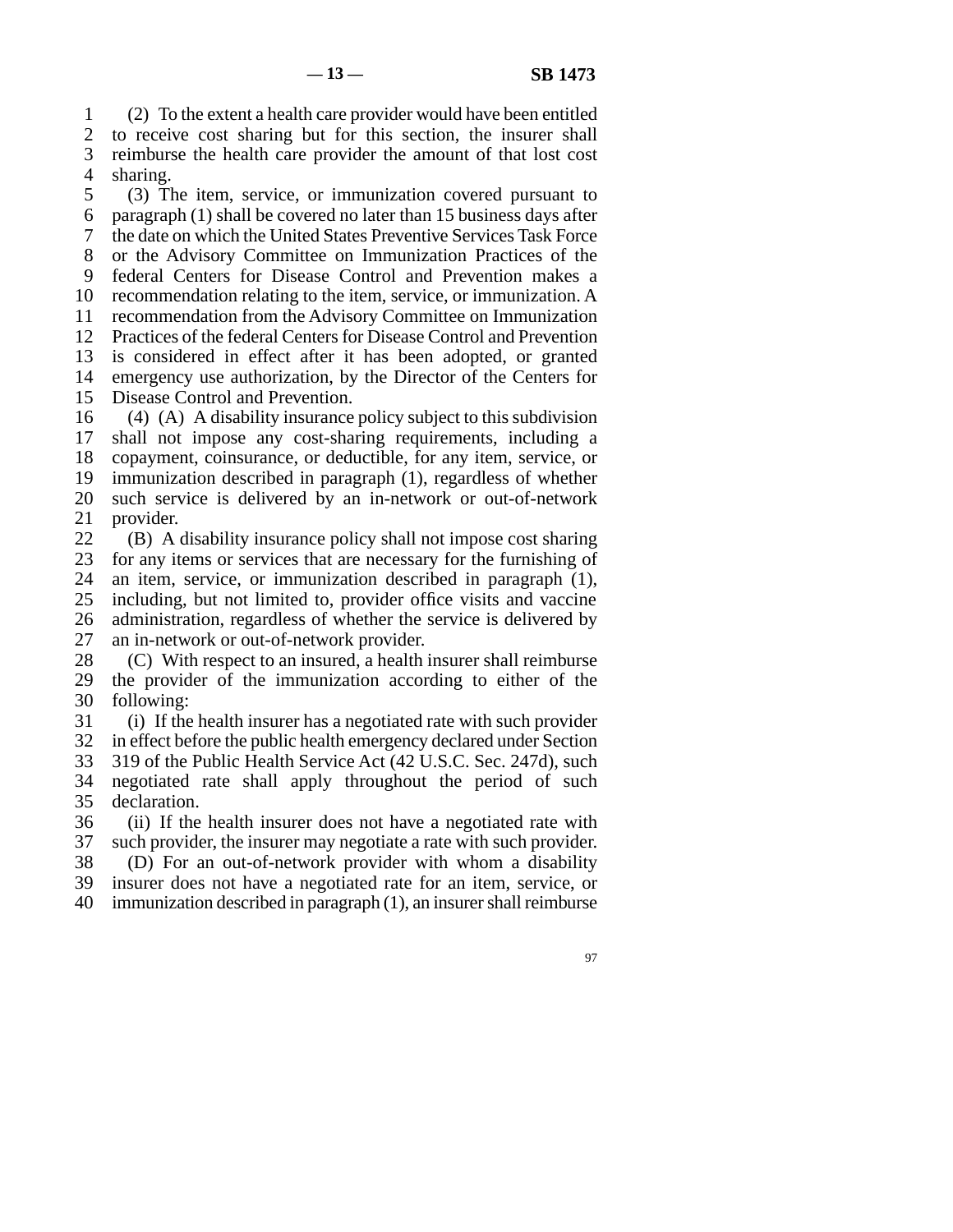(2) To the extent a health care provider would have been entitled to receive cost sharing but for this section, the insurer shall reimburse the health care provider the amount of that lost cost sharing.

(3) The item, service, or immunization covered pursuant to paragraph (1) shall be covered no later than 15 business days after the date on which the United States Preventive Services Task Force or the Advisory Committee on Immunization Practices of the federal Centers for Disease Control and Prevention makes a recommendation relating to the item, service, or immunization. A recommendation from the Advisory Committee on Immunization Practices of the federal Centers for Disease Control and Prevention is considered in effect after it has been adopted, or granted emergency use authorization, by the Director of the Centers for Disease Control and Prevention.

(4) (A) A disability insurance policy subject to this subdivision shall not impose any cost-sharing requirements, including a copayment, coinsurance, or deductible, for any item, service, or immunization described in paragraph (1), regardless of whether such service is delivered by an in-network or out-of-network provider.

(B) A disability insurance policy shall not impose cost sharing for any items or services that are necessary for the furnishing of an item, service, or immunization described in paragraph (1), including, but not limited to, provider office visits and vaccine administration, regardless of whether the service is delivered by an in-network or out-of-network provider.

(C) With respect to an insured, a health insurer shall reimburse the provider of the immunization according to either of the following:

(i) If the health insurer has a negotiated rate with such provider in effect before the public health emergency declared under Section 319 of the Public Health Service Act (42 U.S.C. Sec. 247d), such negotiated rate shall apply throughout the period of such declaration.

(ii) If the health insurer does not have a negotiated rate with such provider, the insurer may negotiate a rate with such provider.

(D) For an out-of-network provider with whom a disability insurer does not have a negotiated rate for an item, service, or immunization described in paragraph (1), an insurer shall reimburse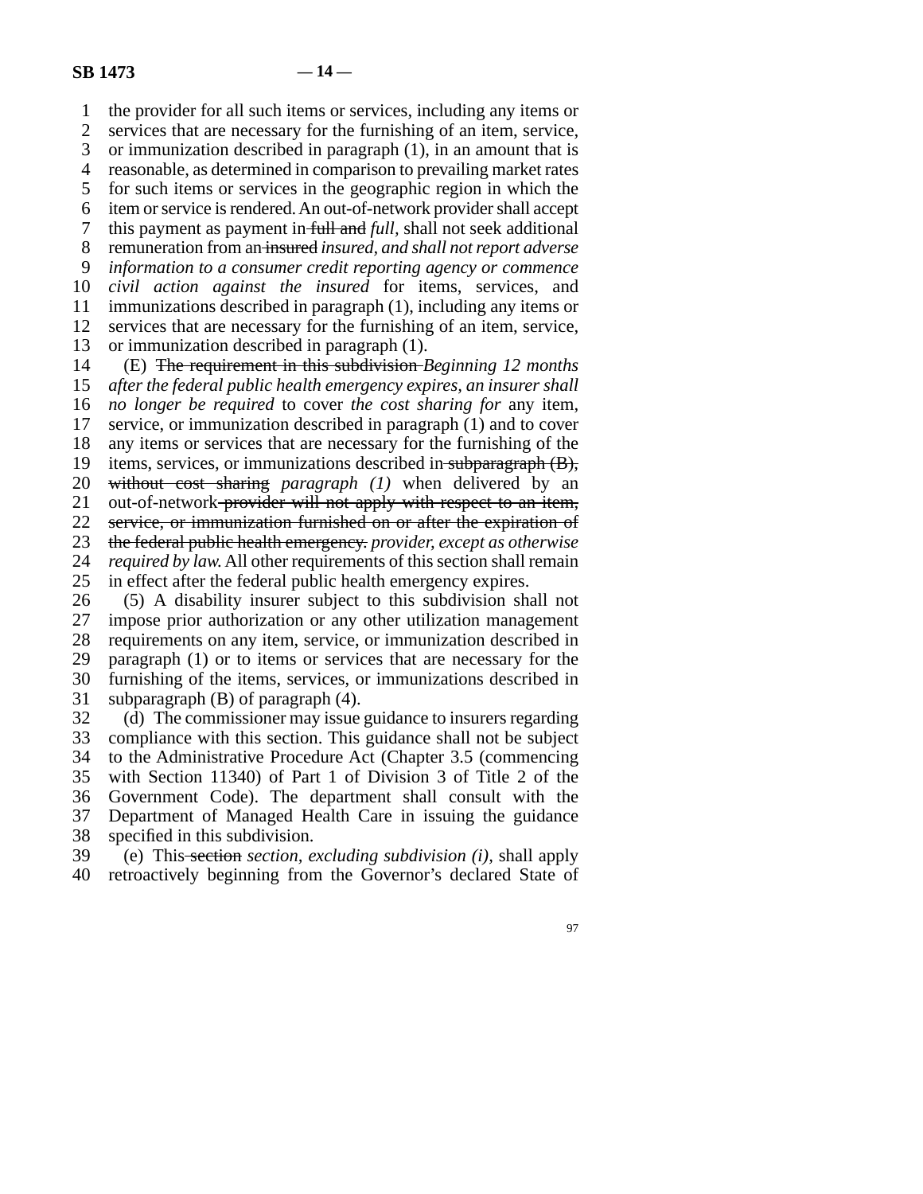the provider for all such items or services, including any items or services that are necessary for the furnishing of an item, service, or immunization described in paragraph (1), in an amount that is reasonable, as determined in comparison to prevailing market rates for such items or services in the geographic region in which the item or service is rendered. An out-of-network provider shall accept this payment as payment in ~~full and~~ *full,* shall not seek additional remuneration from an ~~insured~~ *insured, and shall not report adverse information to a consumer credit reporting agency or commence civil action against the insured* for items, services, and immunizations described in paragraph (1), including any items or services that are necessary for the furnishing of an item, service, or immunization described in paragraph (1).

(E) ~~The requirement in this subdivision~~ *Beginning 12 months after the federal public health emergency expires, an insurer shall no longer be required* to cover *the cost sharing for* any item, service, or immunization described in paragraph (1) and to cover any items or services that are necessary for the furnishing of the items, services, or immunizations described in ~~subparagraph (B), without cost sharing~~ *paragraph (1)* when delivered by an out-of-network ~~provider will not apply with respect to an item, service, or immunization furnished on or after the expiration of the federal public health emergency.~~ *provider, except as otherwise required by law.* All other requirements of this section shall remain in effect after the federal public health emergency expires.

(5) A disability insurer subject to this subdivision shall not impose prior authorization or any other utilization management requirements on any item, service, or immunization described in paragraph (1) or to items or services that are necessary for the furnishing of the items, services, or immunizations described in subparagraph (B) of paragraph (4).

(d) The commissioner may issue guidance to insurers regarding compliance with this section. This guidance shall not be subject to the Administrative Procedure Act (Chapter 3.5 (commencing with Section 11340) of Part 1 of Division 3 of Title 2 of the Government Code). The department shall consult with the Department of Managed Health Care in issuing the guidance specified in this subdivision.

(e) This ~~section~~ *section, excluding subdivision (i),* shall apply retroactively beginning from the Governor's declared State of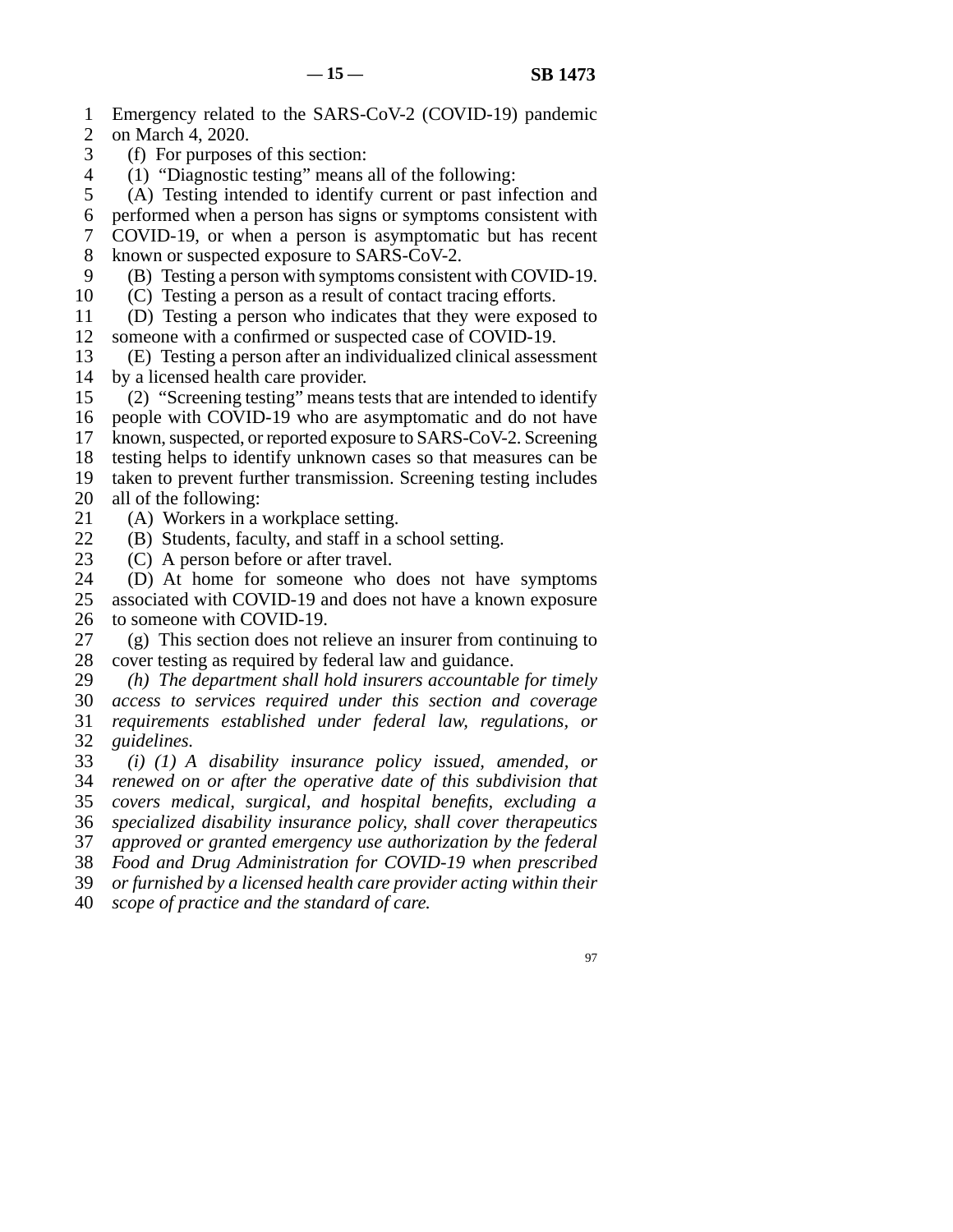Emergency related to the SARS-CoV-2 (COVID-19) pandemic on March 4, 2020.

(f) For purposes of this section:

(1) "Diagnostic testing" means all of the following:

(A) Testing intended to identify current or past infection and performed when a person has signs or symptoms consistent with COVID-19, or when a person is asymptomatic but has recent known or suspected exposure to SARS-CoV-2.

(B) Testing a person with symptoms consistent with COVID-19.

(C) Testing a person as a result of contact tracing efforts.

(D) Testing a person who indicates that they were exposed to someone with a confirmed or suspected case of COVID-19.

(E) Testing a person after an individualized clinical assessment by a licensed health care provider.

(2) "Screening testing" means tests that are intended to identify people with COVID-19 who are asymptomatic and do not have known, suspected, or reported exposure to SARS-CoV-2. Screening testing helps to identify unknown cases so that measures can be taken to prevent further transmission. Screening testing includes all of the following:

(A) Workers in a workplace setting.

(B) Students, faculty, and staff in a school setting.

(C) A person before or after travel.

(D) At home for someone who does not have symptoms associated with COVID-19 and does not have a known exposure to someone with COVID-19.

(g) This section does not relieve an insurer from continuing to cover testing as required by federal law and guidance.

*(h) The department shall hold insurers accountable for timely access to services required under this section and coverage requirements established under federal law, regulations, or guidelines.*

*(i) (1) A disability insurance policy issued, amended, or renewed on or after the operative date of this subdivision that covers medical, surgical, and hospital benefits, excluding a specialized disability insurance policy, shall cover therapeutics approved or granted emergency use authorization by the federal Food and Drug Administration for COVID-19 when prescribed or furnished by a licensed health care provider acting within their scope of practice and the standard of care.*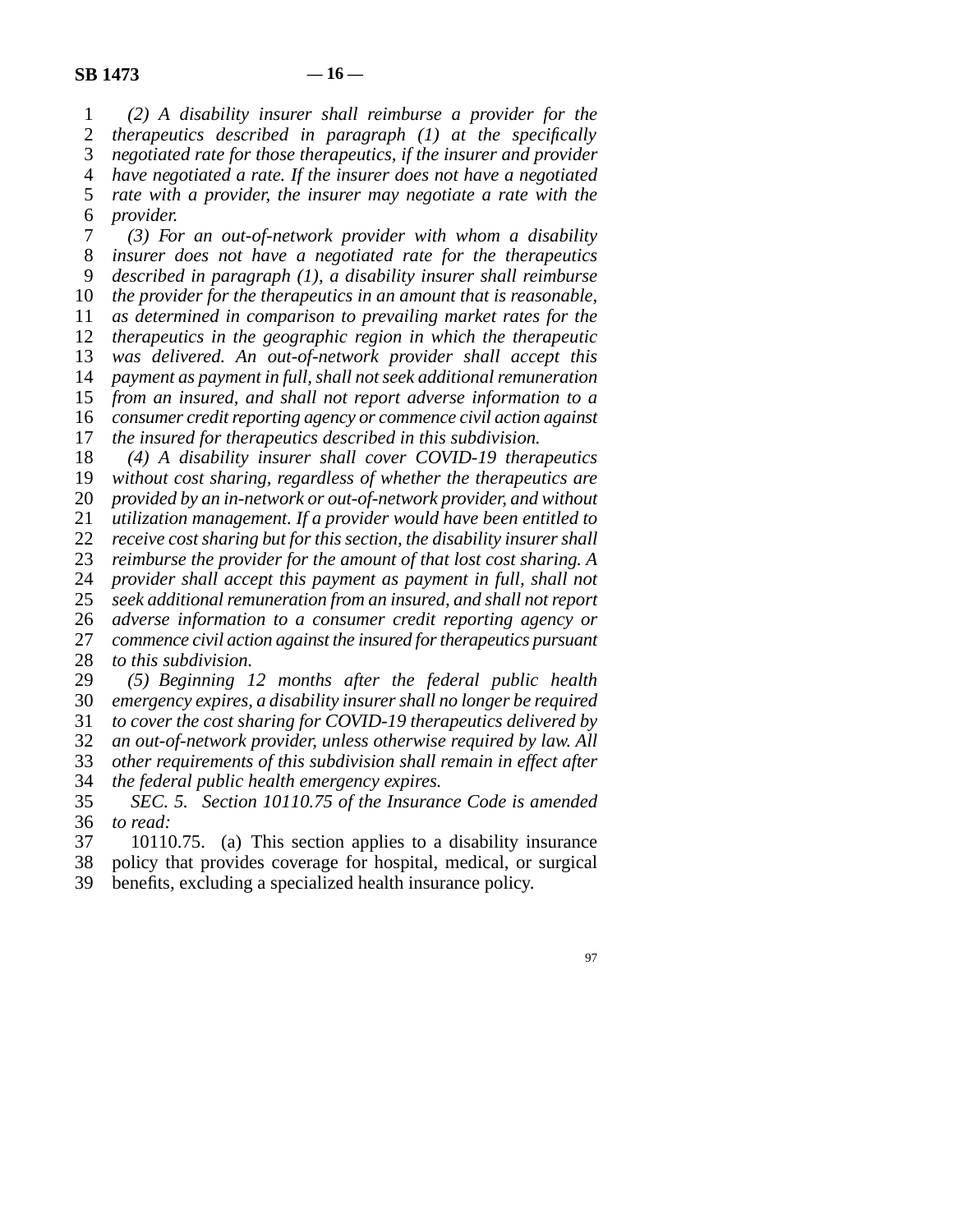*(2) A disability insurer shall reimburse a provider for the therapeutics described in paragraph (1) at the specifically negotiated rate for those therapeutics, if the insurer and provider have negotiated a rate. If the insurer does not have a negotiated rate with a provider, the insurer may negotiate a rate with the provider.*

*(3) For an out-of-network provider with whom a disability insurer does not have a negotiated rate for the therapeutics described in paragraph (1), a disability insurer shall reimburse the provider for the therapeutics in an amount that is reasonable, as determined in comparison to prevailing market rates for the therapeutics in the geographic region in which the therapeutic was delivered. An out-of-network provider shall accept this payment as payment in full, shall not seek additional remuneration from an insured, and shall not report adverse information to a consumer credit reporting agency or commence civil action against the insured for therapeutics described in this subdivision.*

*(4) A disability insurer shall cover COVID-19 therapeutics without cost sharing, regardless of whether the therapeutics are provided by an in-network or out-of-network provider, and without utilization management. If a provider would have been entitled to receive cost sharing but for this section, the disability insurer shall reimburse the provider for the amount of that lost cost sharing. A provider shall accept this payment as payment in full, shall not seek additional remuneration from an insured, and shall not report adverse information to a consumer credit reporting agency or commence civil action against the insured for therapeutics pursuant to this subdivision.*

*(5) Beginning 12 months after the federal public health emergency expires, a disability insurer shall no longer be required to cover the cost sharing for COVID-19 therapeutics delivered by an out-of-network provider, unless otherwise required by law. All other requirements of this subdivision shall remain in effect after the federal public health emergency expires.*

*SEC. 5. Section 10110.75 of the Insurance Code is amended to read:*

10110.75. (a) This section applies to a disability insurance policy that provides coverage for hospital, medical, or surgical benefits, excluding a specialized health insurance policy.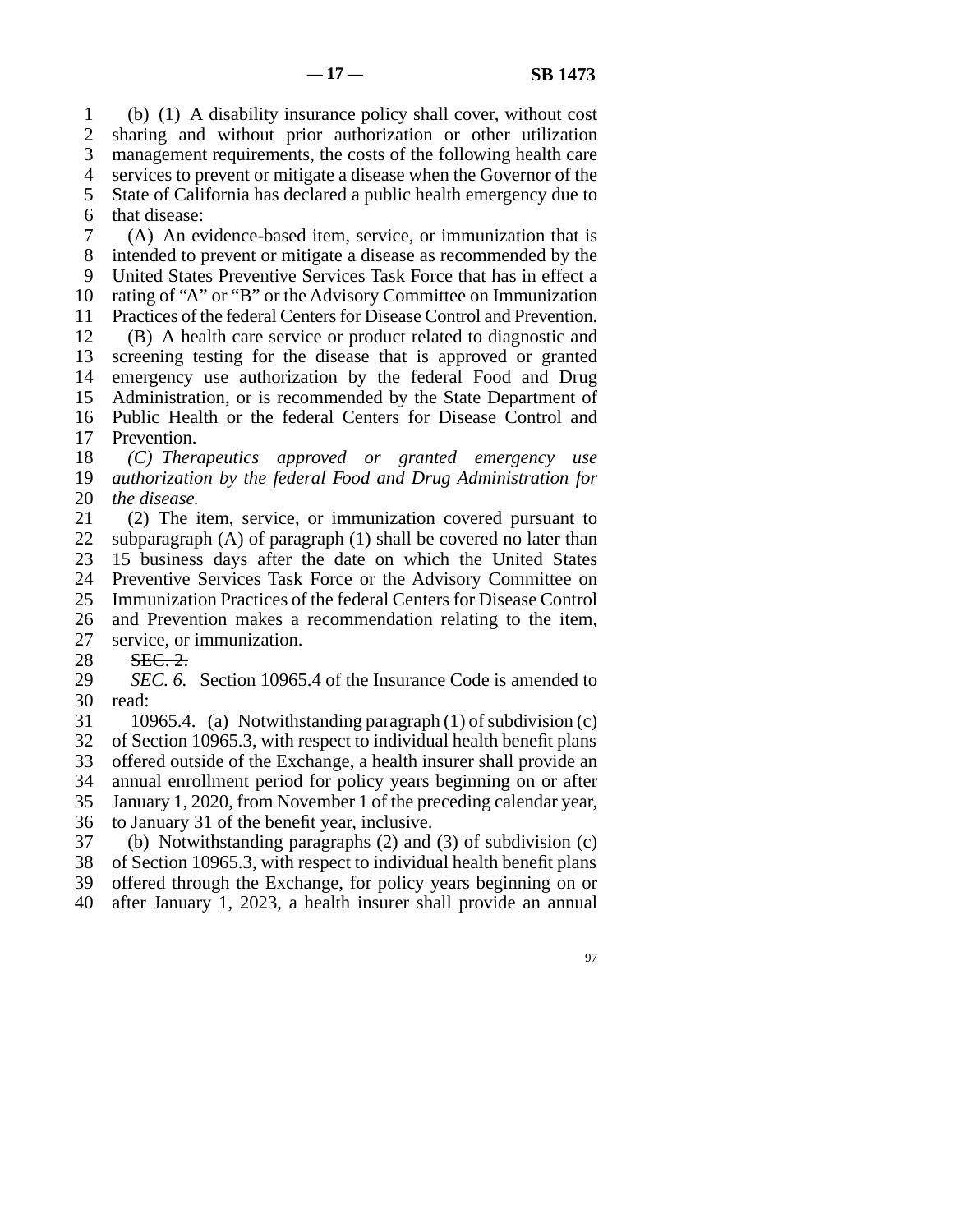(b) (1) A disability insurance policy shall cover, without cost sharing and without prior authorization or other utilization management requirements, the costs of the following health care services to prevent or mitigate a disease when the Governor of the State of California has declared a public health emergency due to that disease:

(A) An evidence-based item, service, or immunization that is intended to prevent or mitigate a disease as recommended by the United States Preventive Services Task Force that has in effect a rating of "A" or "B" or the Advisory Committee on Immunization Practices of the federal Centers for Disease Control and Prevention.

(B) A health care service or product related to diagnostic and screening testing for the disease that is approved or granted emergency use authorization by the federal Food and Drug Administration, or is recommended by the State Department of Public Health or the federal Centers for Disease Control and Prevention.

*(C) Therapeutics approved or granted emergency use authorization by the federal Food and Drug Administration for the disease.*

(2) The item, service, or immunization covered pursuant to subparagraph (A) of paragraph (1) shall be covered no later than 15 business days after the date on which the United States Preventive Services Task Force or the Advisory Committee on Immunization Practices of the federal Centers for Disease Control and Prevention makes a recommendation relating to the item, service, or immunization.

~~SEC. 2.~~

*SEC. 6.* Section 10965.4 of the Insurance Code is amended to read:

10965.4. (a) Notwithstanding paragraph (1) of subdivision (c) of Section 10965.3, with respect to individual health benefit plans offered outside of the Exchange, a health insurer shall provide an annual enrollment period for policy years beginning on or after January 1, 2020, from November 1 of the preceding calendar year, to January 31 of the benefit year, inclusive.

(b) Notwithstanding paragraphs (2) and (3) of subdivision (c) of Section 10965.3, with respect to individual health benefit plans offered through the Exchange, for policy years beginning on or after January 1, 2023, a health insurer shall provide an annual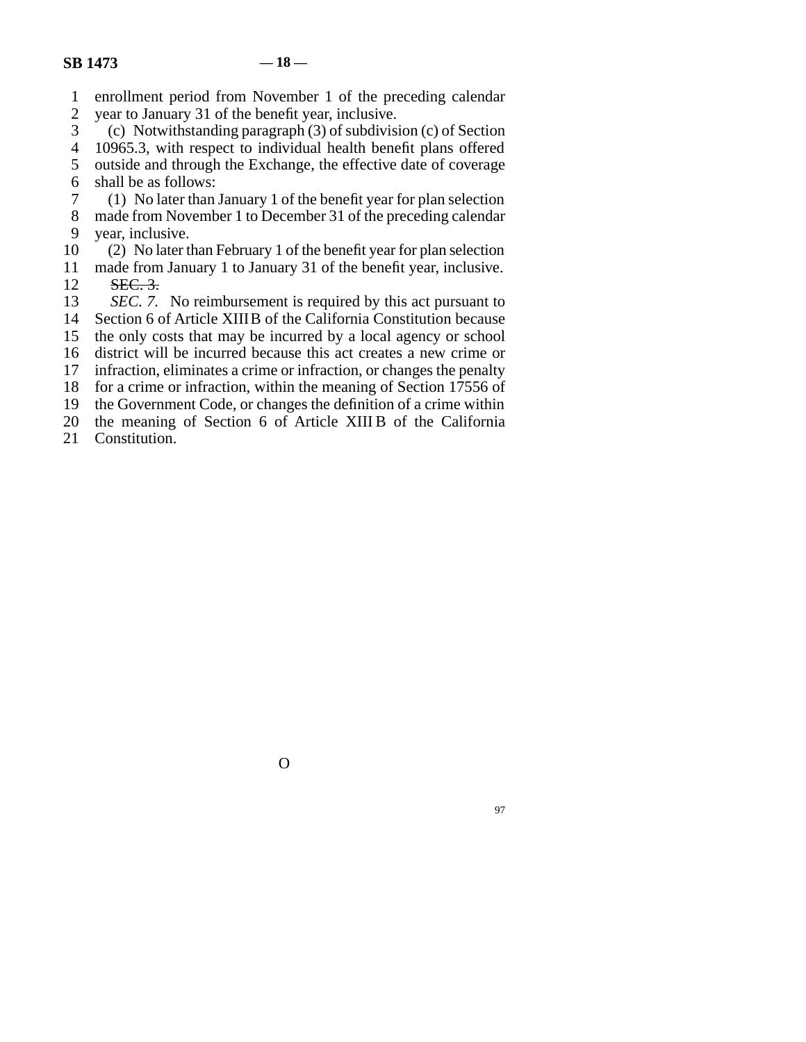enrollment period from November 1 of the preceding calendar year to January 31 of the benefit year, inclusive.

(c) Notwithstanding paragraph (3) of subdivision (c) of Section 10965.3, with respect to individual health benefit plans offered outside and through the Exchange, the effective date of coverage shall be as follows:

(1) No later than January 1 of the benefit year for plan selection made from November 1 to December 31 of the preceding calendar year, inclusive.

(2) No later than February 1 of the benefit year for plan selection made from January 1 to January 31 of the benefit year, inclusive.

~~SEC. 3.~~

*SEC. 7.* No reimbursement is required by this act pursuant to Section 6 of Article XIII B of the California Constitution because the only costs that may be incurred by a local agency or school district will be incurred because this act creates a new crime or infraction, eliminates a crime or infraction, or changes the penalty for a crime or infraction, within the meaning of Section 17556 of the Government Code, or changes the definition of a crime within the meaning of Section 6 of Article XIII B of the California Constitution.

O